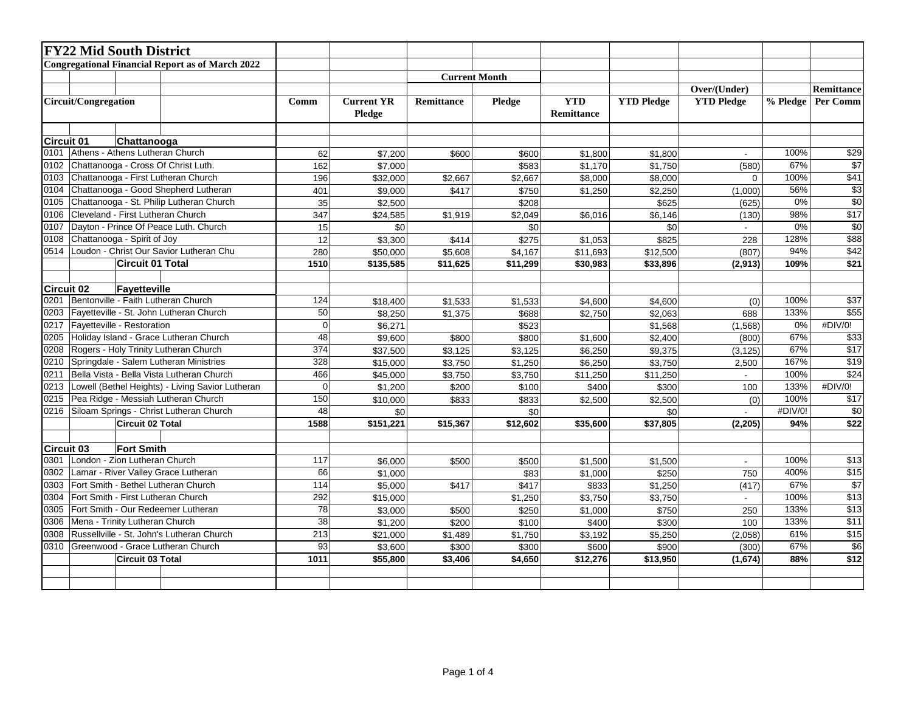# FY22 Mid South District

## Congregational Financial Report as of March 2022

| Circuit/Congregation | | Comm | Current YR Pledge | Current Month Remittance | Current Month Pledge | YTD Remittance | YTD Pledge | Over/(Under) YTD Pledge | % Pledge | Remittance Per Comm |
|---|---|---|---|---|---|---|---|---|---|---|
| **Circuit 01** | **Chattanooga** | | | | | | | | | |
| 0101 | Athens - Athens Lutheran Church | 62 | $7,200 | $600 | $600 | $1,800 | $1,800 | - | 100% | $29 |
| 0102 | Chattanooga - Cross Of Christ Luth. | 162 | $7,000 | | $583 | $1,170 | $1,750 | (580) | 67% | $7 |
| 0103 | Chattanooga - First Lutheran Church | 196 | $32,000 | $2,667 | $2,667 | $8,000 | $8,000 | 0 | 100% | $41 |
| 0104 | Chattanooga - Good Shepherd Lutheran | 401 | $9,000 | $417 | $750 | $1,250 | $2,250 | (1,000) | 56% | $3 |
| 0105 | Chattanooga - St. Philip Lutheran Church | 35 | $2,500 | | $208 | | $625 | (625) | 0% | $0 |
| 0106 | Cleveland - First Lutheran Church | 347 | $24,585 | $1,919 | $2,049 | $6,016 | $6,146 | (130) | 98% | $17 |
| 0107 | Dayton - Prince Of Peace Luth. Church | 15 | $0 | | $0 | | $0 | - | 0% | $0 |
| 0108 | Chattanooga - Spirit of Joy | 12 | $3,300 | $414 | $275 | $1,053 | $825 | 228 | 128% | $88 |
| 0514 | Loudon - Christ Our Savior Lutheran Chu | 280 | $50,000 | $5,608 | $4,167 | $11,693 | $12,500 | (807) | 94% | $42 |
| | **Circuit 01 Total** | **1510** | **$135,585** | **$11,625** | **$11,299** | **$30,983** | **$33,896** | **(2,913)** | **109%** | **$21** |
| **Circuit 02** | **Fayetteville** | | | | | | | | | |
| 0201 | Bentonville - Faith Lutheran Church | 124 | $18,400 | $1,533 | $1,533 | $4,600 | $4,600 | (0) | 100% | $37 |
| 0203 | Fayetteville - St. John Lutheran Church | 50 | $8,250 | $1,375 | $688 | $2,750 | $2,063 | 688 | 133% | $55 |
| 0217 | Fayetteville - Restoration | 0 | $6,271 | | $523 | | $1,568 | (1,568) | 0% | #DIV/0! |
| 0205 | Holiday Island - Grace Lutheran Church | 48 | $9,600 | $800 | $800 | $1,600 | $2,400 | (800) | 67% | $33 |
| 0208 | Rogers - Holy Trinity Lutheran Church | 374 | $37,500 | $3,125 | $3,125 | $6,250 | $9,375 | (3,125) | 67% | $17 |
| 0210 | Springdale - Salem Lutheran Ministries | 328 | $15,000 | $3,750 | $1,250 | $6,250 | $3,750 | 2,500 | 167% | $19 |
| 0211 | Bella Vista - Bella Vista Lutheran Church | 466 | $45,000 | $3,750 | $3,750 | $11,250 | $11,250 | - | 100% | $24 |
| 0213 | Lowell (Bethel Heights) - Living Savior Lutheran | 0 | $1,200 | $200 | $100 | $400 | $300 | 100 | 133% | #DIV/0! |
| 0215 | Pea Ridge - Messiah Lutheran Church | 150 | $10,000 | $833 | $833 | $2,500 | $2,500 | (0) | 100% | $17 |
| 0216 | Siloam Springs - Christ Lutheran Church | 48 | $0 | | $0 | | $0 | - | #DIV/0! | $0 |
| | **Circuit 02 Total** | **1588** | **$151,221** | **$15,367** | **$12,602** | **$35,600** | **$37,805** | **(2,205)** | **94%** | **$22** |
| **Circuit 03** | **Fort Smith** | | | | | | | | | |
| 0301 | London - Zion Lutheran Church | 117 | $6,000 | $500 | $500 | $1,500 | $1,500 | - | 100% | $13 |
| 0302 | Lamar - River Valley Grace Lutheran | 66 | $1,000 | | $83 | $1,000 | $250 | 750 | 400% | $15 |
| 0303 | Fort Smith - Bethel Lutheran Church | 114 | $5,000 | $417 | $417 | $833 | $1,250 | (417) | 67% | $7 |
| 0304 | Fort Smith - First Lutheran Church | 292 | $15,000 | | $1,250 | $3,750 | $3,750 | - | 100% | $13 |
| 0305 | Fort Smith - Our Redeemer Lutheran | 78 | $3,000 | $500 | $250 | $1,000 | $750 | 250 | 133% | $13 |
| 0306 | Mena - Trinity Lutheran Church | 38 | $1,200 | $200 | $100 | $400 | $300 | 100 | 133% | $11 |
| 0308 | Russellville - St. John's Lutheran Church | 213 | $21,000 | $1,489 | $1,750 | $3,192 | $5,250 | (2,058) | 61% | $15 |
| 0310 | Greenwood - Grace Lutheran Church | 93 | $3,600 | $300 | $300 | $600 | $900 | (300) | 67% | $6 |
| | **Circuit 03 Total** | **1011** | **$55,800** | **$3,406** | **$4,650** | **$12,276** | **$13,950** | **(1,674)** | **88%** | **$12** |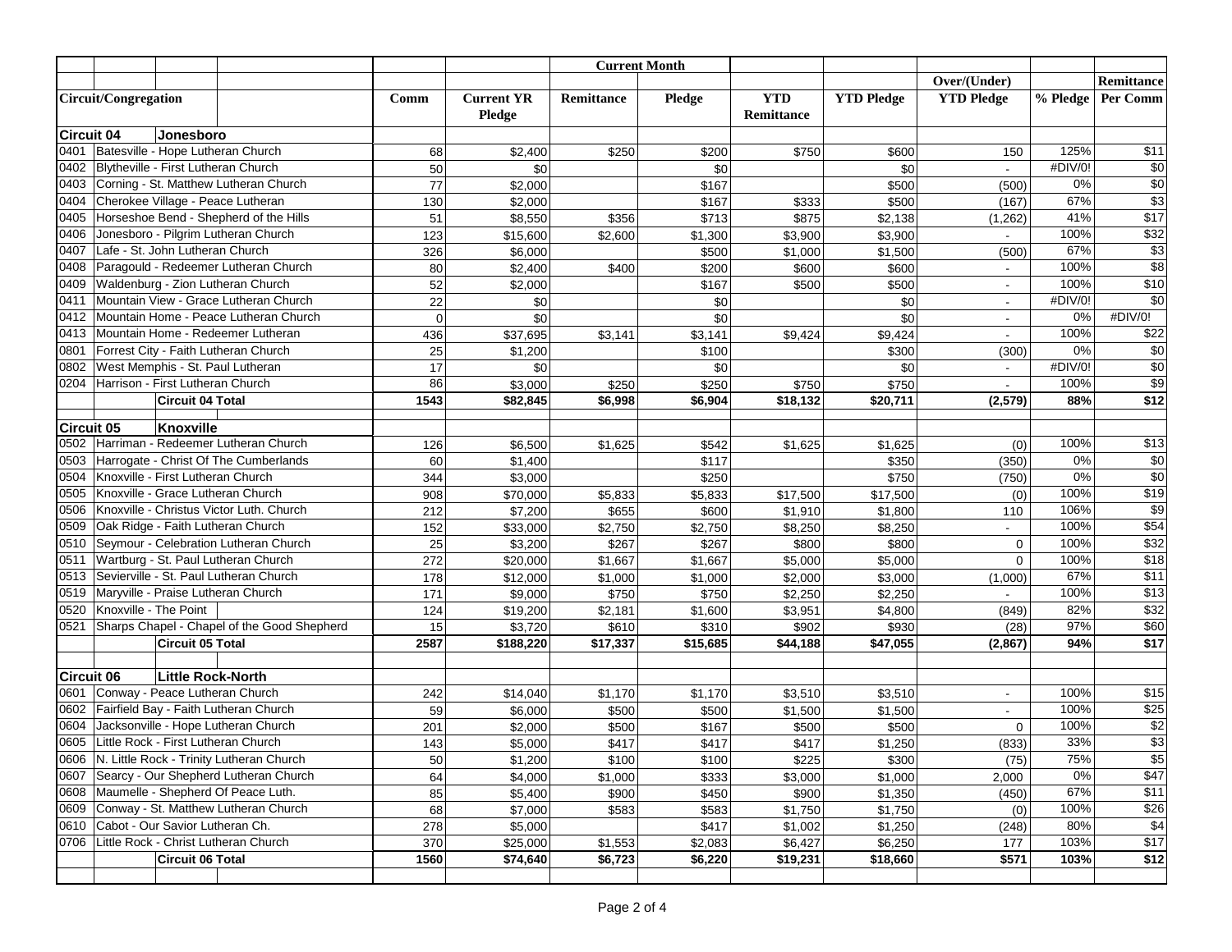| Circuit/Congregation | | Comm | Current YR Pledge | Current Month Remittance | Current Month Pledge | YTD Remittance | YTD Pledge | Over/(Under) YTD Pledge | % Pledge | Remittance Per Comm |
|---|---|---|---|---|---|---|---|---|---|---|
| **Circuit 04** | **Jonesboro** | | | | | | | | | |
| 0401 | Batesville - Hope Lutheran Church | 68 | $2,400 | $250 | $200 | $750 | $600 | 150 | 125% | $11 |
| 0402 | Blytheville - First Lutheran Church | 50 | $0 | | $0 | | $0 | - | #DIV/0! | $0 |
| 0403 | Corning - St. Matthew Lutheran Church | 77 | $2,000 | | $167 | | $500 | (500) | 0% | $0 |
| 0404 | Cherokee Village - Peace Lutheran | 130 | $2,000 | | $167 | $333 | $500 | (167) | 67% | $3 |
| 0405 | Horseshoe Bend - Shepherd of the Hills | 51 | $8,550 | $356 | $713 | $875 | $2,138 | (1,262) | 41% | $17 |
| 0406 | Jonesboro - Pilgrim Lutheran Church | 123 | $15,600 | $2,600 | $1,300 | $3,900 | $3,900 | - | 100% | $32 |
| 0407 | Lafe - St. John Lutheran Church | 326 | $6,000 | | $500 | $1,000 | $1,500 | (500) | 67% | $3 |
| 0408 | Paragould - Redeemer Lutheran Church | 80 | $2,400 | $400 | $200 | $600 | $600 | - | 100% | $8 |
| 0409 | Waldenburg - Zion Lutheran Church | 52 | $2,000 | | $167 | $500 | $500 | - | 100% | $10 |
| 0411 | Mountain View - Grace Lutheran Church | 22 | $0 | | $0 | | $0 | - | #DIV/0! | $0 |
| 0412 | Mountain Home - Peace Lutheran Church | 0 | $0 | | $0 | | $0 | - | 0% | #DIV/0! |
| 0413 | Mountain Home - Redeemer Lutheran | 436 | $37,695 | $3,141 | $3,141 | $9,424 | $9,424 | - | 100% | $22 |
| 0801 | Forrest City - Faith Lutheran Church | 25 | $1,200 | | $100 | | $300 | (300) | 0% | $0 |
| 0802 | West Memphis - St. Paul Lutheran | 17 | $0 | | $0 | | $0 | - | #DIV/0! | $0 |
| 0204 | Harrison - First Lutheran Church | 86 | $3,000 | $250 | $250 | $750 | $750 | - | 100% | $9 |
| | **Circuit 04 Total** | **1543** | **$82,845** | **$6,998** | **$6,904** | **$18,132** | **$20,711** | **(2,579)** | **88%** | **$12** |
| **Circuit 05** | **Knoxville** | | | | | | | | | |
| 0502 | Harriman - Redeemer Lutheran Church | 126 | $6,500 | $1,625 | $542 | $1,625 | $1,625 | (0) | 100% | $13 |
| 0503 | Harrogate - Christ Of The Cumberlands | 60 | $1,400 | | $117 | | $350 | (350) | 0% | $0 |
| 0504 | Knoxville - First Lutheran Church | 344 | $3,000 | | $250 | | $750 | (750) | 0% | $0 |
| 0505 | Knoxville - Grace Lutheran Church | 908 | $70,000 | $5,833 | $5,833 | $17,500 | $17,500 | (0) | 100% | $19 |
| 0506 | Knoxville - Christus Victor Luth. Church | 212 | $7,200 | $655 | $600 | $1,910 | $1,800 | 110 | 106% | $9 |
| 0509 | Oak Ridge - Faith Lutheran Church | 152 | $33,000 | $2,750 | $2,750 | $8,250 | $8,250 | - | 100% | $54 |
| 0510 | Seymour - Celebration Lutheran Church | 25 | $3,200 | $267 | $267 | $800 | $800 | 0 | 100% | $32 |
| 0511 | Wartburg - St. Paul Lutheran Church | 272 | $20,000 | $1,667 | $1,667 | $5,000 | $5,000 | 0 | 100% | $18 |
| 0513 | Sevierville - St. Paul Lutheran Church | 178 | $12,000 | $1,000 | $1,000 | $2,000 | $3,000 | (1,000) | 67% | $11 |
| 0519 | Maryville - Praise Lutheran Church | 171 | $9,000 | $750 | $750 | $2,250 | $2,250 | - | 100% | $13 |
| 0520 | Knoxville - The Point | 124 | $19,200 | $2,181 | $1,600 | $3,951 | $4,800 | (849) | 82% | $32 |
| 0521 | Sharps Chapel - Chapel of the Good Shepherd | 15 | $3,720 | $610 | $310 | $902 | $930 | (28) | 97% | $60 |
| | **Circuit 05 Total** | **2587** | **$188,220** | **$17,337** | **$15,685** | **$44,188** | **$47,055** | **(2,867)** | **94%** | **$17** |
| **Circuit 06** | **Little Rock-North** | | | | | | | | | |
| 0601 | Conway - Peace Lutheran Church | 242 | $14,040 | $1,170 | $1,170 | $3,510 | $3,510 | - | 100% | $15 |
| 0602 | Fairfield Bay - Faith Lutheran Church | 59 | $6,000 | $500 | $500 | $1,500 | $1,500 | - | 100% | $25 |
| 0604 | Jacksonville - Hope Lutheran Church | 201 | $2,000 | $500 | $167 | $500 | $500 | 0 | 100% | $2 |
| 0605 | Little Rock - First Lutheran Church | 143 | $5,000 | $417 | $417 | $417 | $1,250 | (833) | 33% | $3 |
| 0606 | N. Little Rock - Trinity Lutheran Church | 50 | $1,200 | $100 | $100 | $225 | $300 | (75) | 75% | $5 |
| 0607 | Searcy - Our Shepherd Lutheran Church | 64 | $4,000 | $1,000 | $333 | $3,000 | $1,000 | 2,000 | 0% | $47 |
| 0608 | Maumelle - Shepherd Of Peace Luth. | 85 | $5,400 | $900 | $450 | $900 | $1,350 | (450) | 67% | $11 |
| 0609 | Conway - St. Matthew Lutheran Church | 68 | $7,000 | $583 | $583 | $1,750 | $1,750 | (0) | 100% | $26 |
| 0610 | Cabot - Our Savior Lutheran Ch. | 278 | $5,000 | | $417 | $1,002 | $1,250 | (248) | 80% | $4 |
| 0706 | Little Rock - Christ Lutheran Church | 370 | $25,000 | $1,553 | $2,083 | $6,427 | $6,250 | 177 | 103% | $17 |
| | **Circuit 06 Total** | **1560** | **$74,640** | **$6,723** | **$6,220** | **$19,231** | **$18,660** | **$571** | **103%** | **$12** |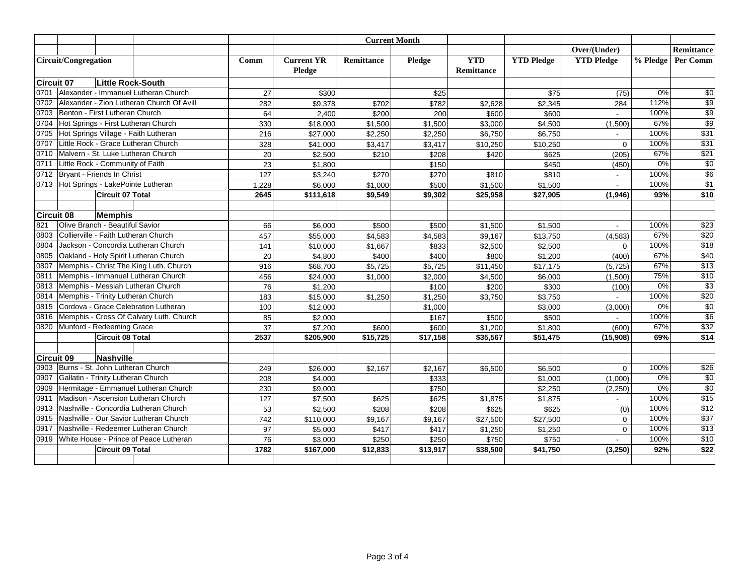| Circuit/Congregation | | Comm | Current YR Pledge | Current Month Remittance | Current Month Pledge | YTD Remittance | YTD Pledge | Over/(Under) YTD Pledge | % Pledge | Remittance Per Comm |
|---|---|---|---|---|---|---|---|---|---|---|
| **Circuit 07** | **Little Rock-South** | | | | | | | | | |
| 0701 | Alexander - Immanuel Lutheran Church | 27 | $300 | | $25 | | $75 | (75) | 0% | $0 |
| 0702 | Alexander - Zion Lutheran Church Of Avill | 282 | $9,378 | $702 | $782 | $2,628 | $2,345 | 284 | 112% | $9 |
| 0703 | Benton - First Lutheran Church | 64 | 2,400 | $200 | 200 | $600 | $600 | - | 100% | $9 |
| 0704 | Hot Springs - First Lutheran Church | 330 | $18,000 | $1,500 | $1,500 | $3,000 | $4,500 | (1,500) | 67% | $9 |
| 0705 | Hot Springs Village - Faith Lutheran | 216 | $27,000 | $2,250 | $2,250 | $6,750 | $6,750 | - | 100% | $31 |
| 0707 | Little Rock - Grace Lutheran Church | 328 | $41,000 | $3,417 | $3,417 | $10,250 | $10,250 | 0 | 100% | $31 |
| 0710 | Malvern - St. Luke Lutheran Church | 20 | $2,500 | $210 | $208 | $420 | $625 | (205) | 67% | $21 |
| 0711 | Little Rock - Community of Faith | 23 | $1,800 | | $150 | | $450 | (450) | 0% | $0 |
| 0712 | Bryant - Friends In Christ | 127 | $3,240 | $270 | $270 | $810 | $810 | - | 100% | $6 |
| 0713 | Hot Springs - LakePointe Lutheran | 1,228 | $6,000 | $1,000 | $500 | $1,500 | $1,500 | - | 100% | $1 |
| | **Circuit 07 Total** | **2645** | **$111,618** | **$9,549** | **$9,302** | **$25,958** | **$27,905** | **(1,946)** | **93%** | **$10** |
| | | | | | | | | | | |
| **Circuit 08** | **Memphis** | | | | | | | | | |
| 821 | Olive Branch - Beautiful Savior | 66 | $6,000 | $500 | $500 | $1,500 | $1,500 | - | 100% | $23 |
| 0803 | Collierville - Faith Lutheran Church | 457 | $55,000 | $4,583 | $4,583 | $9,167 | $13,750 | (4,583) | 67% | $20 |
| 0804 | Jackson - Concordia Lutheran Church | 141 | $10,000 | $1,667 | $833 | $2,500 | $2,500 | 0 | 100% | $18 |
| 0805 | Oakland - Holy Spirit Lutheran Church | 20 | $4,800 | $400 | $400 | $800 | $1,200 | (400) | 67% | $40 |
| 0807 | Memphis - Christ The King Luth. Church | 916 | $68,700 | $5,725 | $5,725 | $11,450 | $17,175 | (5,725) | 67% | $13 |
| 0811 | Memphis - Immanuel Lutheran Church | 456 | $24,000 | $1,000 | $2,000 | $4,500 | $6,000 | (1,500) | 75% | $10 |
| 0813 | Memphis - Messiah Lutheran Church | 76 | $1,200 | | $100 | $200 | $300 | (100) | 0% | $3 |
| 0814 | Memphis - Trinity Lutheran Church | 183 | $15,000 | $1,250 | $1,250 | $3,750 | $3,750 | - | 100% | $20 |
| 0815 | Cordova - Grace Celebration Lutheran | 100 | $12,000 | | $1,000 | | $3,000 | (3,000) | 0% | $0 |
| 0816 | Memphis - Cross Of Calvary Luth. Church | 85 | $2,000 | | $167 | $500 | $500 | - | 100% | $6 |
| 0820 | Munford - Redeeming Grace | 37 | $7,200 | $600 | $600 | $1,200 | $1,800 | (600) | 67% | $32 |
| | **Circuit 08 Total** | **2537** | **$205,900** | **$15,725** | **$17,158** | **$35,567** | **$51,475** | **(15,908)** | **69%** | **$14** |
| | | | | | | | | | | |
| **Circuit 09** | **Nashville** | | | | | | | | | |
| 0903 | Burns - St. John Lutheran Church | 249 | $26,000 | $2,167 | $2,167 | $6,500 | $6,500 | 0 | 100% | $26 |
| 0907 | Gallatin - Trinity Lutheran Church | 208 | $4,000 | | $333 | | $1,000 | (1,000) | 0% | $0 |
| 0909 | Hermitage - Emmanuel Lutheran Church | 230 | $9,000 | | $750 | | $2,250 | (2,250) | 0% | $0 |
| 0911 | Madison - Ascension Lutheran Church | 127 | $7,500 | $625 | $625 | $1,875 | $1,875 | - | 100% | $15 |
| 0913 | Nashville - Concordia Lutheran Church | 53 | $2,500 | $208 | $208 | $625 | $625 | (0) | 100% | $12 |
| 0915 | Nashville - Our Savior Lutheran Church | 742 | $110,000 | $9,167 | $9,167 | $27,500 | $27,500 | 0 | 100% | $37 |
| 0917 | Nashville - Redeemer Lutheran Church | 97 | $5,000 | $417 | $417 | $1,250 | $1,250 | 0 | 100% | $13 |
| 0919 | White House - Prince of Peace Lutheran | 76 | $3,000 | $250 | $250 | $750 | $750 | - | 100% | $10 |
| | **Circuit 09 Total** | **1782** | **$167,000** | **$12,833** | **$13,917** | **$38,500** | **$41,750** | **(3,250)** | **92%** | **$22** |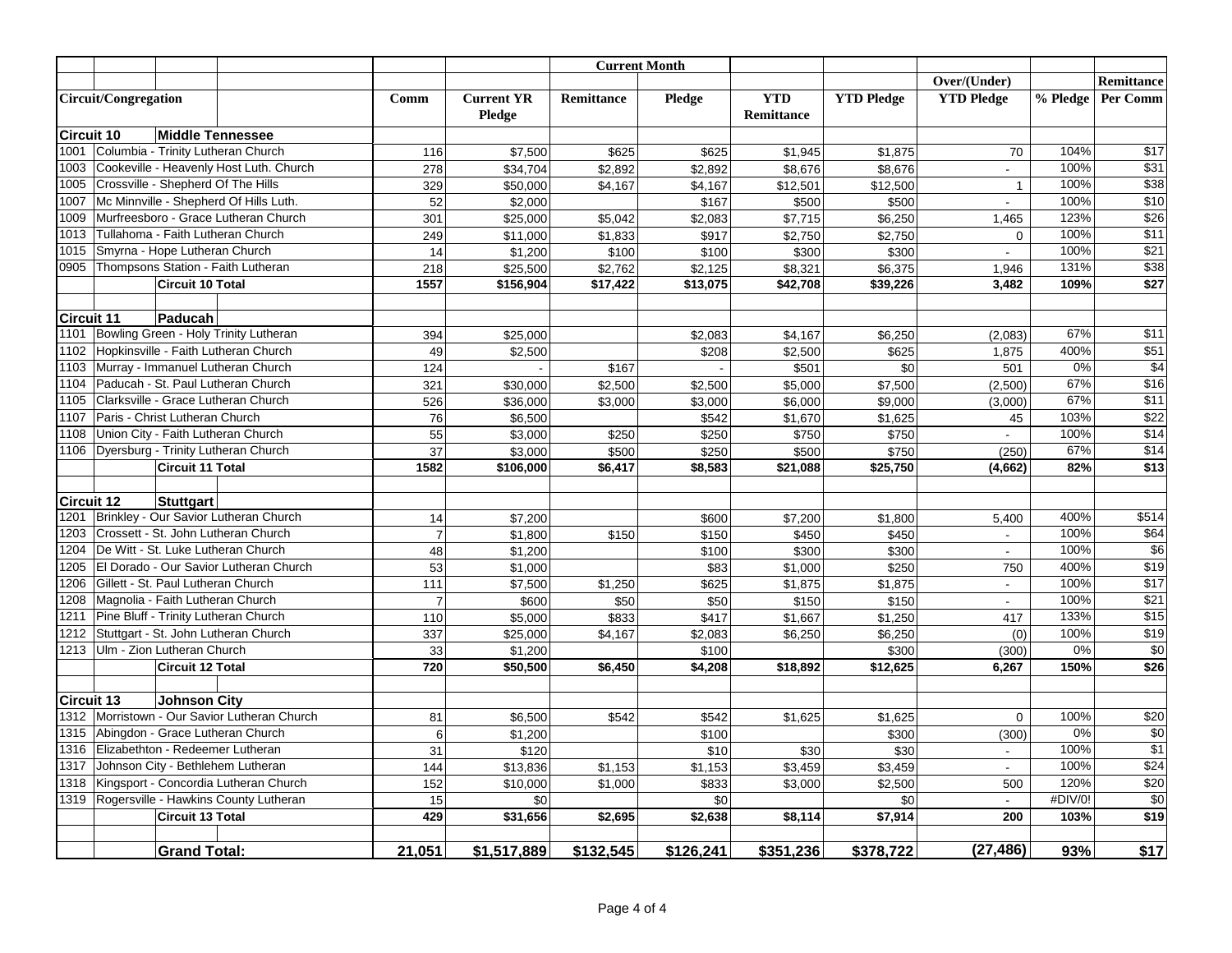| | | | | | | Current Month | | | | | | |
|---|---|---|---|---|---|---|---|---|---|---|---|---|
| | | | | | | | | | | Over/(Under) | | Remittance |
| Circuit/Congregation | | | | Comm | Current YR Pledge | Remittance | Pledge | YTD Remittance | YTD Pledge | YTD Pledge | % Pledge | Per Comm |
| **Circuit 10** | | **Middle Tennessee** | | | | | | | | | | |
| 1001 | Columbia - Trinity Lutheran Church | | | 116 | $7,500 | $625 | $625 | $1,945 | $1,875 | 70 | 104% | $17 |
| 1003 | Cookeville - Heavenly Host Luth. Church | | | 278 | $34,704 | $2,892 | $2,892 | $8,676 | $8,676 | - | 100% | $31 |
| 1005 | Crossville - Shepherd Of The Hills | | | 329 | $50,000 | $4,167 | $4,167 | $12,501 | $12,500 | 1 | 100% | $38 |
| 1007 | Mc Minnville - Shepherd Of Hills Luth. | | | 52 | $2,000 | | $167 | $500 | $500 | - | 100% | $10 |
| 1009 | Murfreesboro - Grace Lutheran Church | | | 301 | $25,000 | $5,042 | $2,083 | $7,715 | $6,250 | 1,465 | 123% | $26 |
| 1013 | Tullahoma - Faith Lutheran Church | | | 249 | $11,000 | $1,833 | $917 | $2,750 | $2,750 | 0 | 100% | $11 |
| 1015 | Smyrna - Hope Lutheran Church | | | 14 | $1,200 | $100 | $100 | $300 | $300 | - | 100% | $21 |
| 0905 | Thompsons Station - Faith Lutheran | | | 218 | $25,500 | $2,762 | $2,125 | $8,321 | $6,375 | 1,946 | 131% | $38 |
| | | **Circuit 10 Total** | | **1557** | **$156,904** | **$17,422** | **$13,075** | **$42,708** | **$39,226** | **3,482** | **109%** | **$27** |
| | | | | | | | | | | | | |
| **Circuit 11** | | **Paducah** | | | | | | | | | | |
| 1101 | Bowling Green - Holy Trinity Lutheran | | | 394 | $25,000 | | $2,083 | $4,167 | $6,250 | (2,083) | 67% | $11 |
| 1102 | Hopkinsville - Faith Lutheran Church | | | 49 | $2,500 | | $208 | $2,500 | $625 | 1,875 | 400% | $51 |
| 1103 | Murray - Immanuel Lutheran Church | | | 124 | - | $167 | - | $501 | $0 | 501 | 0% | $4 |
| 1104 | Paducah - St. Paul Lutheran Church | | | 321 | $30,000 | $2,500 | $2,500 | $5,000 | $7,500 | (2,500) | 67% | $16 |
| 1105 | Clarksville - Grace Lutheran Church | | | 526 | $36,000 | $3,000 | $3,000 | $6,000 | $9,000 | (3,000) | 67% | $11 |
| 1107 | Paris - Christ Lutheran Church | | | 76 | $6,500 | | $542 | $1,670 | $1,625 | 45 | 103% | $22 |
| 1108 | Union City - Faith Lutheran Church | | | 55 | $3,000 | $250 | $250 | $750 | $750 | - | 100% | $14 |
| 1106 | Dyersburg - Trinity Lutheran Church | | | 37 | $3,000 | $500 | $250 | $500 | $750 | (250) | 67% | $14 |
| | | **Circuit 11 Total** | | **1582** | **$106,000** | **$6,417** | **$8,583** | **$21,088** | **$25,750** | **(4,662)** | **82%** | **$13** |
| | | | | | | | | | | | | |
| **Circuit 12** | | **Stuttgart** | | | | | | | | | | |
| 1201 | Brinkley - Our Savior Lutheran Church | | | 14 | $7,200 | | $600 | $7,200 | $1,800 | 5,400 | 400% | $514 |
| 1203 | Crossett - St. John Lutheran Church | | | 7 | $1,800 | $150 | $150 | $450 | $450 | - | 100% | $64 |
| 1204 | De Witt - St. Luke Lutheran Church | | | 48 | $1,200 | | $100 | $300 | $300 | - | 100% | $6 |
| 1205 | El Dorado - Our Savior Lutheran Church | | | 53 | $1,000 | | $83 | $1,000 | $250 | 750 | 400% | $19 |
| 1206 | Gillett - St. Paul Lutheran Church | | | 111 | $7,500 | $1,250 | $625 | $1,875 | $1,875 | - | 100% | $17 |
| 1208 | Magnolia - Faith Lutheran Church | | | 7 | $600 | $50 | $50 | $150 | $150 | - | 100% | $21 |
| 1211 | Pine Bluff - Trinity Lutheran Church | | | 110 | $5,000 | $833 | $417 | $1,667 | $1,250 | 417 | 133% | $15 |
| 1212 | Stuttgart - St. John Lutheran Church | | | 337 | $25,000 | $4,167 | $2,083 | $6,250 | $6,250 | (0) | 100% | $19 |
| 1213 | Ulm - Zion Lutheran Church | | | 33 | $1,200 | | $100 | | $300 | (300) | 0% | $0 |
| | | **Circuit 12 Total** | | **720** | **$50,500** | **$6,450** | **$4,208** | **$18,892** | **$12,625** | **6,267** | **150%** | **$26** |
| | | | | | | | | | | | | |
| **Circuit 13** | | **Johnson City** | | | | | | | | | | |
| 1312 | Morristown - Our Savior Lutheran Church | | | 81 | $6,500 | $542 | $542 | $1,625 | $1,625 | 0 | 100% | $20 |
| 1315 | Abingdon - Grace Lutheran Church | | | 6 | $1,200 | | $100 | | $300 | (300) | 0% | $0 |
| 1316 | Elizabethton - Redeemer Lutheran | | | 31 | $120 | | $10 | $30 | $30 | - | 100% | $1 |
| 1317 | Johnson City - Bethlehem Lutheran | | | 144 | $13,836 | $1,153 | $1,153 | $3,459 | $3,459 | - | 100% | $24 |
| 1318 | Kingsport - Concordia Lutheran Church | | | 152 | $10,000 | $1,000 | $833 | $3,000 | $2,500 | 500 | 120% | $20 |
| 1319 | Rogersville - Hawkins County Lutheran | | | 15 | $0 | | $0 | | $0 | - | #DIV/0! | $0 |
| | | **Circuit 13 Total** | | **429** | **$31,656** | **$2,695** | **$2,638** | **$8,114** | **$7,914** | **200** | **103%** | **$19** |
| | | | | | | | | | | | | |
| | | **Grand Total:** | | **21,051** | **$1,517,889** | **$132,545** | **$126,241** | **$351,236** | **$378,722** | **(27,486)** | **93%** | **$17** |